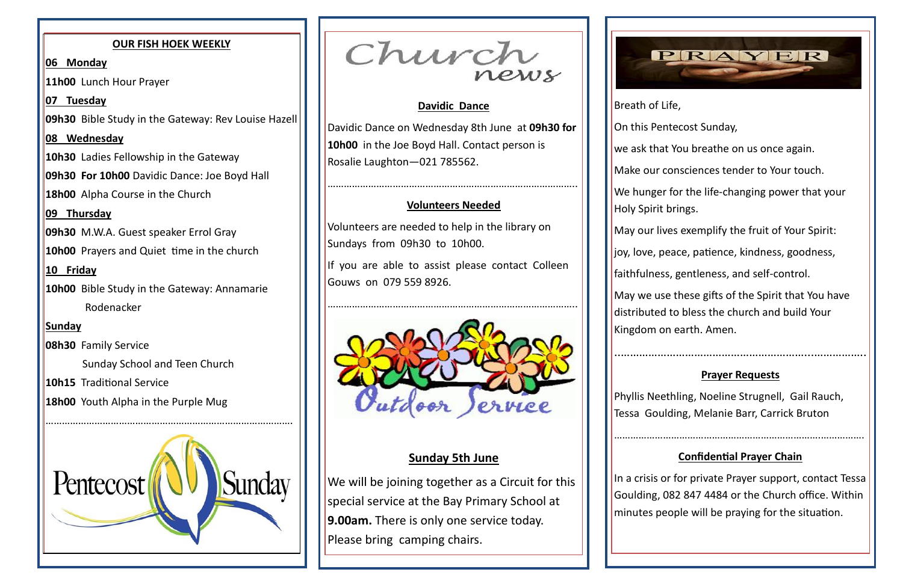## OUR FISH HOEK WEEKLY

**06 Monday**

**11h00** Lunch Hour Prayer

**07 Tuesday**

**09h30** Bible Study in the Gateway: Rev Louise Hazell

**08 Wednesday**

**10h30** Ladies Fellowship in the Gateway

**09h30 For 10h00** Davidic Dance: Joe Boyd Hall

**18h00** Alpha Course in the Church

**09 Thursday**

**09h30** M.W.A. Guest speaker Errol Gray

**10h00** Prayers and Quiet time in the church

**10 Friday**

**10h00** Bible Study in the Gateway: Annamarie Rodenacker

**Sunday**

**08h30** Family Service

Sunday School and Teen Church

**10h15** Traditional Service

**18h00** Youth Alpha in the Purple Mug

Pentecost Sunday

# Church news

## Davidic Dance

Davidic Dance on Wednesday 8th June at **09h30 for 10h00** in the Joe Boyd Hall. Contact person is Rosalie Laughton—021 785562.

## Volunteers Needed

Volunteers are needed to help in the library on Sundays from 09h30 to 10h00.

If you are able to assist please contact Colleen Gouws on 079 559 8926.

Outdoor Service

## Sunday 5th June

We will be joining together as a Circuit for this special service at the Bay Primary School at **9.00am.** There is only one service today. Please bring camping chairs.

# PRAYER

Breath of Life,

On this Pentecost Sunday,

we ask that You breathe on us once again.

Make our consciences tender to Your touch.

We hunger for the life-changing power that your Holy Spirit brings.

May our lives exemplify the fruit of Your Spirit:

joy, love, peace, patience, kindness, goodness,

faithfulness, gentleness, and self-control.

May we use these gifts of the Spirit that You have distributed to bless the church and build Your Kingdom on earth. Amen.

## Prayer Requests

Phyllis Neethling, Noeline Strugnell, Gail Rauch, Tessa Goulding, Melanie Barr, Carrick Bruton

## Confidential Prayer Chain

In a crisis or for private Prayer support, contact Tessa Goulding, 082 847 4484 or the Church office. Within minutes people will be praying for the situation.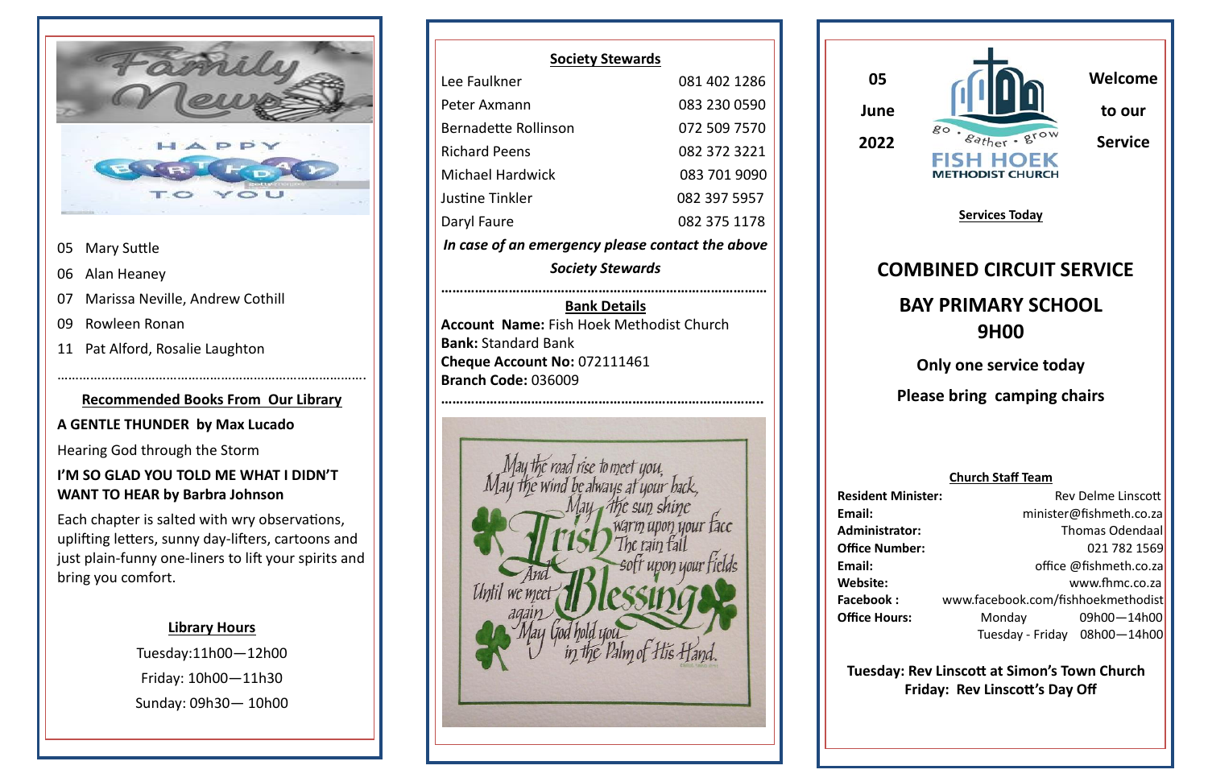# Family News

HAPPY BIRTHDAY TO YOU

05 Mary Suttle

06 Alan Heaney

07 Marissa Neville, Andrew Cothill

09 Rowleen Ronan

11 Pat Alford, Rosalie Laughton

……………………………………………………………………….

## Recommended Books From Our Library

**A GENTLE THUNDER by Max Lucado**

Hearing God through the Storm

**I'M SO GLAD YOU TOLD ME WHAT I DIDN'T WANT TO HEAR by Barbra Johnson**

Each chapter is salted with wry observations, uplifting letters, sunny day-lifters, cartoons and just plain-funny one-liners to lift your spirits and bring you comfort.

## Library Hours

Tuesday: 11h00—12h00

Friday: 10h00—11h30

Sunday: 09h30— 10h00

## Society Stewards

| | |
|---|---|
| Lee Faulkner | 081 402 1286 |
| Peter Axmann | 083 230 0590 |
| Bernadette Rollinson | 072 509 7570 |
| Richard Peens | 082 372 3221 |
| Michael Hardwick | 083 701 9090 |
| Justine Tinkler | 082 397 5957 |
| Daryl Faure | 082 375 1178 |

***In case of an emergency please contact the above Society Stewards***

……………………………………………………………………….

## Bank Details

**Account Name:** Fish Hoek Methodist Church
**Bank:** Standard Bank
**Cheque Account No:** 072111461
**Branch Code:** 036009

……………………………………………………………………….

May the road rise to meet you,
May the wind be always at your back,
May the sun shine warm upon your face
The rain fall soft upon your fields
And until we meet again
May God hold you in the Palm of His Hand.

Irish Blessing

**05 June 2022**

go · gather · grow
FISH HOEK METHODIST CHURCH

**Welcome to our Service**

**Services Today**

## COMBINED CIRCUIT SERVICE

## BAY PRIMARY SCHOOL 9H00

**Only one service today**

**Please bring camping chairs**

## Church Staff Team

| | | |
|---|---|---|
| **Resident Minister:** | Rev Delme Linscott | |
| **Email:** | minister@fishmeth.co.za | |
| **Administrator:** | Thomas Odendaal | |
| **Office Number:** | 021 782 1569 | |
| **Email:** | office @fishmeth.co.za | |
| **Website:** | www.fhmc.co.za | |
| **Facebook :** | www.facebook.com/fishhoekmethodist | |
| **Office Hours:** | Monday | 09h00—14h00 |
| | Tuesday - Friday | 08h00—14h00 |

**Tuesday: Rev Linscott at Simon's Town Church**
**Friday: Rev Linscott's Day Off**